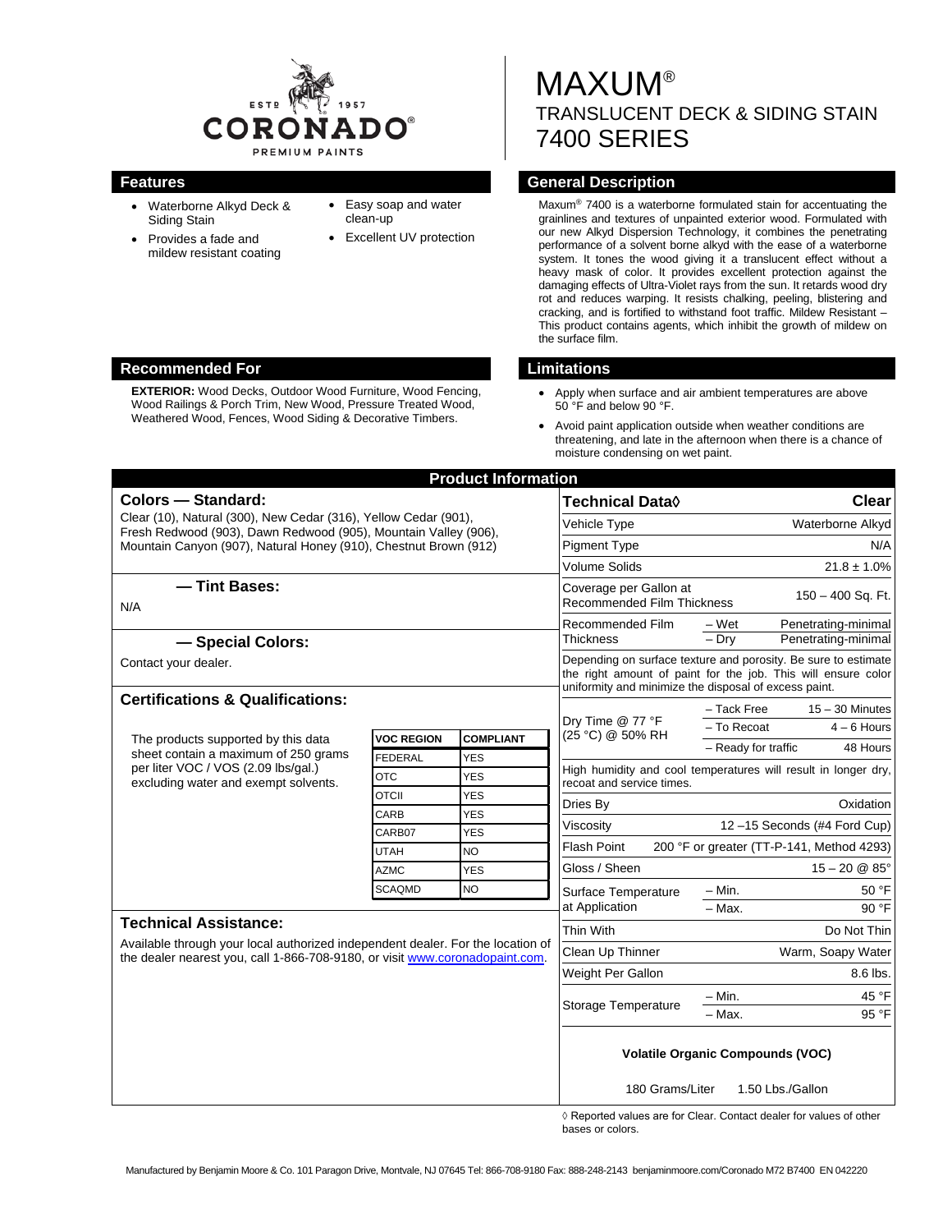ESTD 1957 CORONADO® PREMIUM PAINTS

# MAXUM®

## TRANSLUCENT DECK & SIDING STAIN

## 7400 SERIES

## Features

- Waterborne Alkyd Deck & Siding Stain
- Provides a fade and mildew resistant coating
- Easy soap and water clean-up
- Excellent UV protection

## General Description

Maxum® 7400 is a waterborne formulated stain for accentuating the grainlines and textures of unpainted exterior wood. Formulated with our new Alkyd Dispersion Technology, it combines the penetrating performance of a solvent borne alkyd with the ease of a waterborne system. It tones the wood giving it a translucent effect without a heavy mask of color. It provides excellent protection against the damaging effects of Ultra-Violet rays from the sun. It retards wood dry rot and reduces warping. It resists chalking, peeling, blistering and cracking, and is fortified to withstand foot traffic. Mildew Resistant – This product contains agents, which inhibit the growth of mildew on the surface film.

## Recommended For

**EXTERIOR:** Wood Decks, Outdoor Wood Furniture, Wood Fencing, Wood Railings & Porch Trim, New Wood, Pressure Treated Wood, Weathered Wood, Fences, Wood Siding & Decorative Timbers.

## Limitations

- Apply when surface and air ambient temperatures are above 50 °F and below 90 °F.
- Avoid paint application outside when weather conditions are threatening, and late in the afternoon when there is a chance of moisture condensing on wet paint.

## Product Information

### Colors — Standard:

Clear (10), Natural (300), New Cedar (316), Yellow Cedar (901), Fresh Redwood (903), Dawn Redwood (905), Mountain Valley (906), Mountain Canyon (907), Natural Honey (910), Chestnut Brown (912)

### — Tint Bases:

N/A

### — Special Colors:

Contact your dealer.

### Certifications & Qualifications:

The products supported by this data sheet contain a maximum of 250 grams per liter VOC / VOS (2.09 lbs/gal.) excluding water and exempt solvents.

| VOC REGION | COMPLIANT |
|---|---|
| FEDERAL | YES |
| OTC | YES |
| OTCII | YES |
| CARB | YES |
| CARB07 | YES |
| UTAH | NO |
| AZMC | YES |
| SCAQMD | NO |

### Technical Assistance:

Available through your local authorized independent dealer. For the location of the dealer nearest you, call 1-866-708-9180, or visit www.coronadopaint.com.

| Technical Data◊ | | Clear |
|---|---|---|
| Vehicle Type | | Waterborne Alkyd |
| Pigment Type | | N/A |
| Volume Solids | | 21.8 ± 1.0% |
| Coverage per Gallon at Recommended Film Thickness | | 150 – 400 Sq. Ft. |
| Recommended Film Thickness | – Wet | Penetrating-minimal |
| | – Dry | Penetrating-minimal |
| Depending on surface texture and porosity. Be sure to estimate the right amount of paint for the job. This will ensure color uniformity and minimize the disposal of excess paint. | | |
| Dry Time @ 77 °F (25 °C) @ 50% RH | – Tack Free | 15 – 30 Minutes |
| | – To Recoat | 4 – 6 Hours |
| | – Ready for traffic | 48 Hours |
| High humidity and cool temperatures will result in longer dry, recoat and service times. | | |
| Dries By | | Oxidation |
| Viscosity | | 12 –15 Seconds (#4 Ford Cup) |
| Flash Point | | 200 °F or greater (TT-P-141, Method 4293) |
| Gloss / Sheen | | 15 – 20 @ 85° |
| Surface Temperature at Application | – Min. | 50 °F |
| | – Max. | 90 °F |
| Thin With | | Do Not Thin |
| Clean Up Thinner | | Warm, Soapy Water |
| Weight Per Gallon | | 8.6 lbs. |
| Storage Temperature | – Min. | 45 °F |
| | – Max. | 95 °F |

**Volatile Organic Compounds (VOC)**

180 Grams/Liter 1.50 Lbs./Gallon

◊ Reported values are for Clear. Contact dealer for values of other bases or colors.

Manufactured by Benjamin Moore & Co. 101 Paragon Drive, Montvale, NJ 07645 Tel: 866-708-9180 Fax: 888-248-2143 benjaminmoore.com/Coronado M72 B7400 EN 042220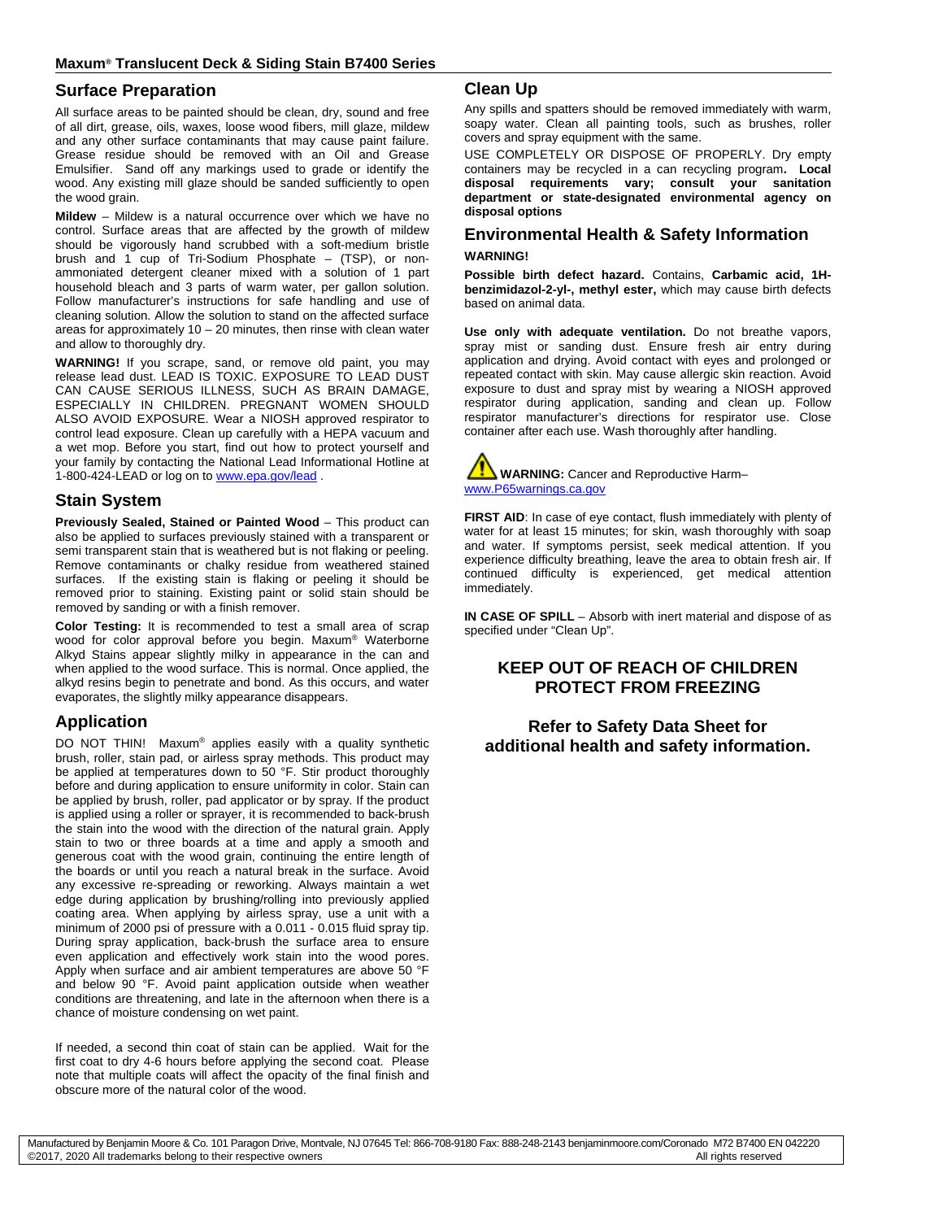## Surface Preparation

All surface areas to be painted should be clean, dry, sound and free of all dirt, grease, oils, waxes, loose wood fibers, mill glaze, mildew and any other surface contaminants that may cause paint failure. Grease residue should be removed with an Oil and Grease Emulsifier. Sand off any markings used to grade or identify the wood. Any existing mill glaze should be sanded sufficiently to open the wood grain.

**Mildew** – Mildew is a natural occurrence over which we have no control. Surface areas that are affected by the growth of mildew should be vigorously hand scrubbed with a soft-medium bristle brush and 1 cup of Tri-Sodium Phosphate – (TSP), or non-ammoniated detergent cleaner mixed with a solution of 1 part household bleach and 3 parts of warm water, per gallon solution. Follow manufacturer's instructions for safe handling and use of cleaning solution. Allow the solution to stand on the affected surface areas for approximately 10 – 20 minutes, then rinse with clean water and allow to thoroughly dry.

**WARNING!** If you scrape, sand, or remove old paint, you may release lead dust. LEAD IS TOXIC. EXPOSURE TO LEAD DUST CAN CAUSE SERIOUS ILLNESS, SUCH AS BRAIN DAMAGE, ESPECIALLY IN CHILDREN. PREGNANT WOMEN SHOULD ALSO AVOID EXPOSURE. Wear a NIOSH approved respirator to control lead exposure. Clean up carefully with a HEPA vacuum and a wet mop. Before you start, find out how to protect yourself and your family by contacting the National Lead Informational Hotline at 1-800-424-LEAD or log on to www.epa.gov/lead .

## Stain System

**Previously Sealed, Stained or Painted Wood** – This product can also be applied to surfaces previously stained with a transparent or semi transparent stain that is weathered but is not flaking or peeling. Remove contaminants or chalky residue from weathered stained surfaces. If the existing stain is flaking or peeling it should be removed prior to staining. Existing paint or solid stain should be removed by sanding or with a finish remover.

**Color Testing:** It is recommended to test a small area of scrap wood for color approval before you begin. Maxum® Waterborne Alkyd Stains appear slightly milky in appearance in the can and when applied to the wood surface. This is normal. Once applied, the alkyd resins begin to penetrate and bond. As this occurs, and water evaporates, the slightly milky appearance disappears.

## Application

DO NOT THIN! Maxum® applies easily with a quality synthetic brush, roller, stain pad, or airless spray methods. This product may be applied at temperatures down to 50 °F. Stir product thoroughly before and during application to ensure uniformity in color. Stain can be applied by brush, roller, pad applicator or by spray. If the product is applied using a roller or sprayer, it is recommended to back-brush the stain into the wood with the direction of the natural grain. Apply stain to two or three boards at a time and apply a smooth and generous coat with the wood grain, continuing the entire length of the boards or until you reach a natural break in the surface. Avoid any excessive re-spreading or reworking. Always maintain a wet edge during application by brushing/rolling into previously applied coating area. When applying by airless spray, use a unit with a minimum of 2000 psi of pressure with a 0.011 - 0.015 fluid spray tip. During spray application, back-brush the surface area to ensure even application and effectively work stain into the wood pores. Apply when surface and air ambient temperatures are above 50 °F and below 90 °F. Avoid paint application outside when weather conditions are threatening, and late in the afternoon when there is a chance of moisture condensing on wet paint.

If needed, a second thin coat of stain can be applied. Wait for the first coat to dry 4-6 hours before applying the second coat. Please note that multiple coats will affect the opacity of the final finish and obscure more of the natural color of the wood.

## Clean Up

Any spills and spatters should be removed immediately with warm, soapy water. Clean all painting tools, such as brushes, roller covers and spray equipment with the same.

USE COMPLETELY OR DISPOSE OF PROPERLY. Dry empty containers may be recycled in a can recycling program**. Local disposal requirements vary; consult your sanitation department or state-designated environmental agency on disposal options**

## Environmental Health & Safety Information

**WARNING!**

**Possible birth defect hazard.** Contains, **Carbamic acid, 1H-benzimidazol-2-yl-, methyl ester,** which may cause birth defects based on animal data.

**Use only with adequate ventilation.** Do not breathe vapors, spray mist or sanding dust. Ensure fresh air entry during application and drying. Avoid contact with eyes and prolonged or repeated contact with skin. May cause allergic skin reaction. Avoid exposure to dust and spray mist by wearing a NIOSH approved respirator during application, sanding and clean up. Follow respirator manufacturer's directions for respirator use. Close container after each use. Wash thoroughly after handling.

**WARNING:** Cancer and Reproductive Harm– www.P65warnings.ca.gov

**FIRST AID**: In case of eye contact, flush immediately with plenty of water for at least 15 minutes; for skin, wash thoroughly with soap and water. If symptoms persist, seek medical attention. If you experience difficulty breathing, leave the area to obtain fresh air. If continued difficulty is experienced, get medical attention immediately.

**IN CASE OF SPILL** – Absorb with inert material and dispose of as specified under "Clean Up".

**KEEP OUT OF REACH OF CHILDREN**
**PROTECT FROM FREEZING**

**Refer to Safety Data Sheet for additional health and safety information.**

Manufactured by Benjamin Moore & Co. 101 Paragon Drive, Montvale, NJ 07645 Tel: 866-708-9180 Fax: 888-248-2143 benjaminmoore.com/Coronado M72 B7400 EN 042220
©2017, 2020 All trademarks belong to their respective owners All rights reserved